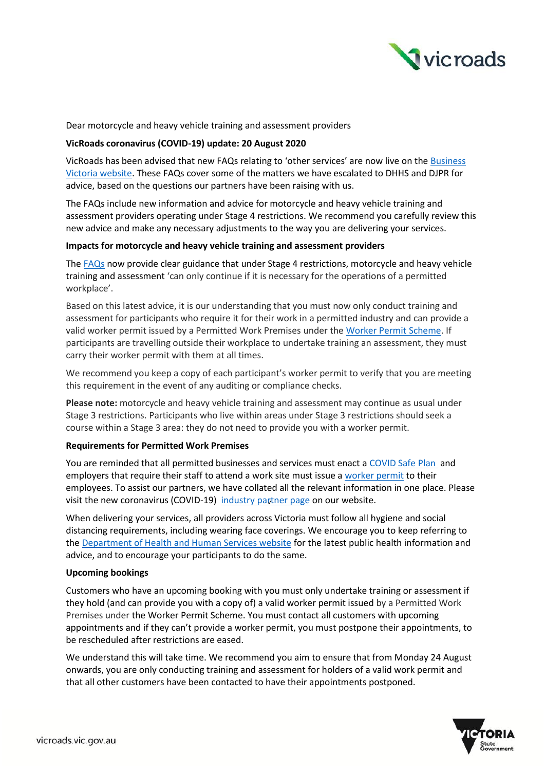Dear motorcycle and heavy vehicle training and assessment providers

**VicRoads coronavirus (COVID-19) update: 20 August 2020**

VicRoads has been advised that new FAQs relating to 'other services' are now live on the Business Victoria website. These FAQs cover some of the matters we have escalated to DHHS and DJPR for advice, based on the questions our partners have been raising with us.

The FAQs include new information and advice for motorcycle and heavy vehicle training and assessment providers operating under Stage 4 restrictions. We recommend you carefully review this new advice and make any necessary adjustments to the way you are delivering your services.

**Impacts for motorcycle and heavy vehicle training and assessment providers**

The FAQs now provide clear guidance that under Stage 4 restrictions, motorcycle and heavy vehicle training and assessment 'can only continue if it is necessary for the operations of a permitted workplace'.

Based on this latest advice, it is our understanding that you must now only conduct training and assessment for participants who require it for their work in a permitted industry and can provide a valid worker permit issued by a Permitted Work Premises under the Worker Permit Scheme. If participants are travelling outside their workplace to undertake training an assessment, they must carry their worker permit with them at all times.

We recommend you keep a copy of each participant's worker permit to verify that you are meeting this requirement in the event of any auditing or compliance checks.

**Please note:** motorcycle and heavy vehicle training and assessment may continue as usual under Stage 3 restrictions. Participants who live within areas under Stage 3 restrictions should seek a course within a Stage 3 area: they do not need to provide you with a worker permit.

**Requirements for Permitted Work Premises**

You are reminded that all permitted businesses and services must enact a COVID Safe Plan and employers that require their staff to attend a work site must issue a worker permit to their employees. To assist our partners, we have collated all the relevant information in one place. Please visit the new coronavirus (COVID-19) industry partner page on our website.

When delivering your services, all providers across Victoria must follow all hygiene and social distancing requirements, including wearing face coverings. We encourage you to keep referring to the Department of Health and Human Services website for the latest public health information and advice, and to encourage your participants to do the same.

**Upcoming bookings**

Customers who have an upcoming booking with you must only undertake training or assessment if they hold (and can provide you with a copy of) a valid worker permit issued by a Permitted Work Premises under the Worker Permit Scheme. You must contact all customers with upcoming appointments and if they can't provide a worker permit, you must postpone their appointments, to be rescheduled after restrictions are eased.

We understand this will take time. We recommend you aim to ensure that from Monday 24 August onwards, you are only conducting training and assessment for holders of a valid work permit and that all other customers have been contacted to have their appointments postponed.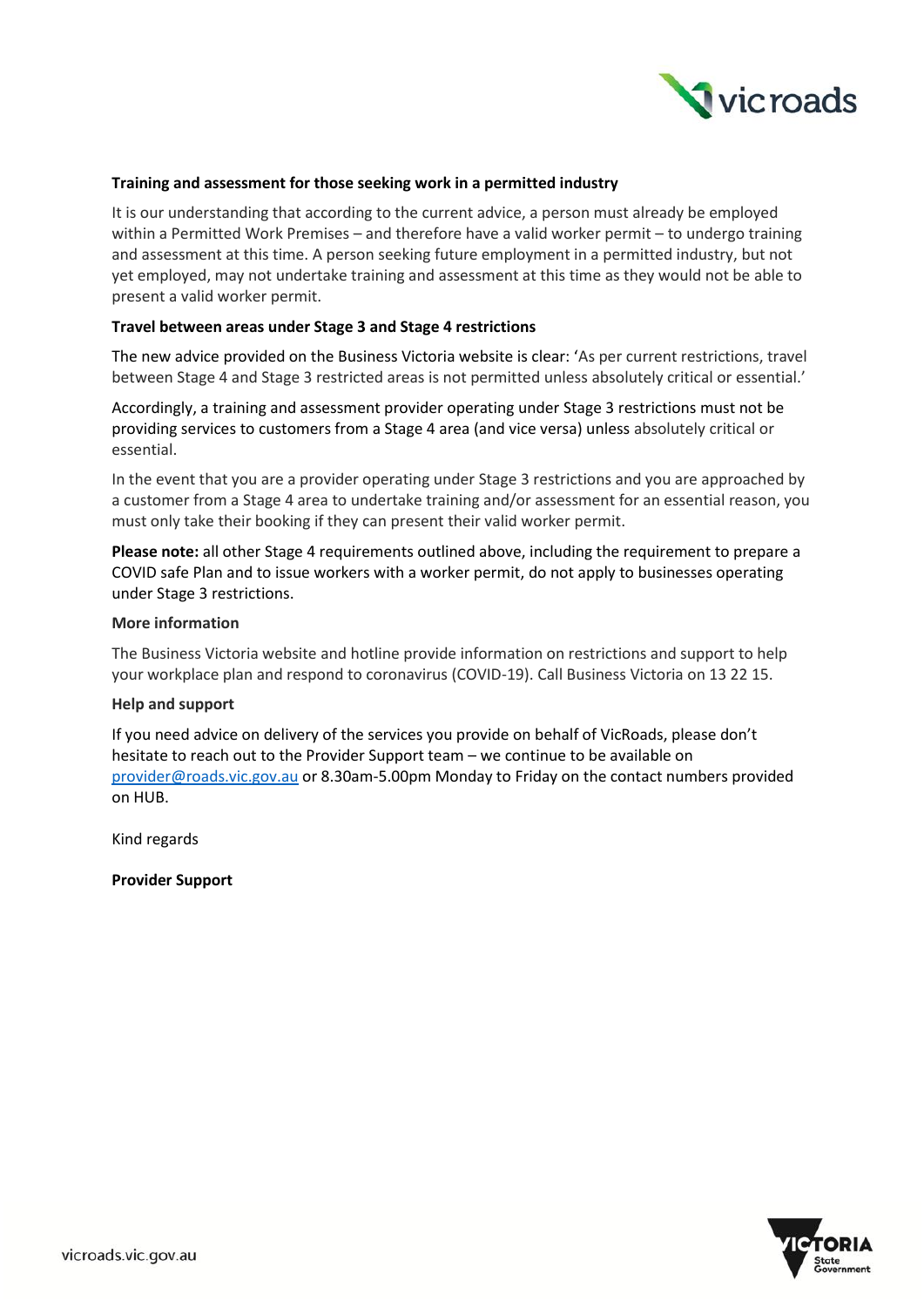**Training and assessment for those seeking work in a permitted industry**

It is our understanding that according to the current advice, a person must already be employed within a Permitted Work Premises – and therefore have a valid worker permit – to undergo training and assessment at this time. A person seeking future employment in a permitted industry, but not yet employed, may not undertake training and assessment at this time as they would not be able to present a valid worker permit.

**Travel between areas under Stage 3 and Stage 4 restrictions**

The new advice provided on the Business Victoria website is clear: 'As per current restrictions, travel between Stage 4 and Stage 3 restricted areas is not permitted unless absolutely critical or essential.'

Accordingly, a training and assessment provider operating under Stage 3 restrictions must not be providing services to customers from a Stage 4 area (and vice versa) unless absolutely critical or essential.

In the event that you are a provider operating under Stage 3 restrictions and you are approached by a customer from a Stage 4 area to undertake training and/or assessment for an essential reason, you must only take their booking if they can present their valid worker permit.

**Please note:** all other Stage 4 requirements outlined above, including the requirement to prepare a COVID safe Plan and to issue workers with a worker permit, do not apply to businesses operating under Stage 3 restrictions.

**More information**

The Business Victoria website and hotline provide information on restrictions and support to help your workplace plan and respond to coronavirus (COVID-19). Call Business Victoria on 13 22 15.

**Help and support**

If you need advice on delivery of the services you provide on behalf of VicRoads, please don't hesitate to reach out to the Provider Support team – we continue to be available on provider@roads.vic.gov.au or 8.30am-5.00pm Monday to Friday on the contact numbers provided on HUB.

Kind regards

**Provider Support**